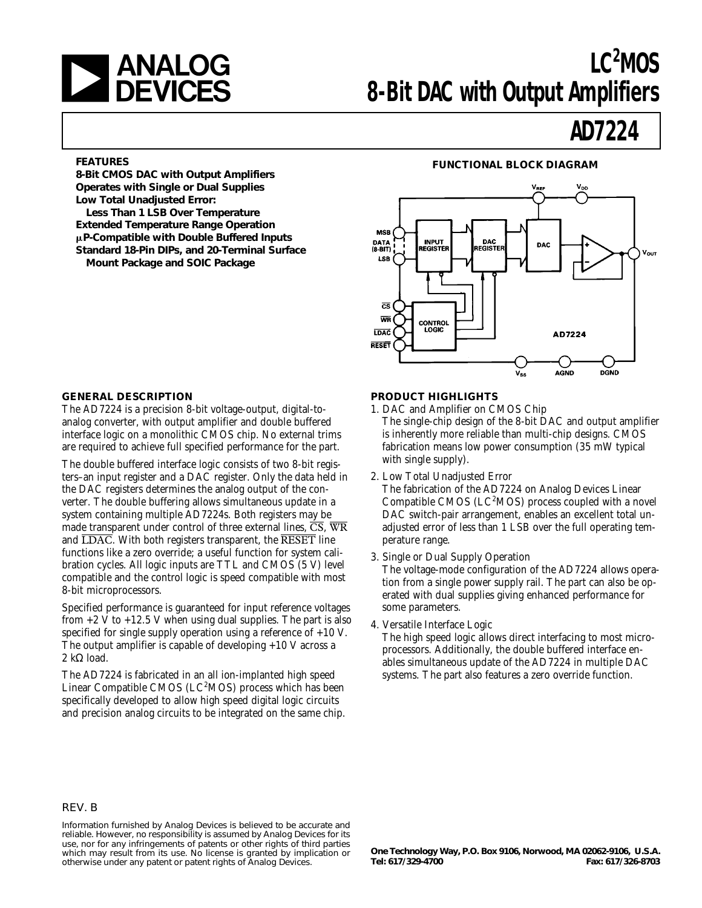# LC$^2$MOS 8-Bit DAC with Output Amplifiers

# AD7224

## FEATURES

**8-Bit CMOS DAC with Output Amplifiers**
**Operates with Single or Dual Supplies**
**Low Total Unadjusted Error:**
**Less Than 1 LSB Over Temperature**
**Extended Temperature Range Operation**
**μP-Compatible with Double Buffered Inputs**
**Standard 18-Pin DIPs, and 20-Terminal Surface Mount Package and SOIC Package**

## FUNCTIONAL BLOCK DIAGRAM

## GENERAL DESCRIPTION

The AD7224 is a precision 8-bit voltage-output, digital-to-analog converter, with output amplifier and double buffered interface logic on a monolithic CMOS chip. No external trims are required to achieve full specified performance for the part.

The double buffered interface logic consists of two 8-bit registers–an input register and a DAC register. Only the data held in the DAC registers determines the analog output of the converter. The double buffering allows simultaneous update in a system containing multiple AD7224s. Both registers may be made transparent under control of three external lines, $\overline{CS}$, $\overline{WR}$ and $\overline{LDAC}$. With both registers transparent, the $\overline{RESET}$ line functions like a zero override; a useful function for system calibration cycles. All logic inputs are TTL and CMOS (5 V) level compatible and the control logic is speed compatible with most 8-bit microprocessors.

Specified performance is guaranteed for input reference voltages from +2 V to +12.5 V when using dual supplies. The part is also specified for single supply operation using a reference of +10 V. The output amplifier is capable of developing +10 V across a 2 kΩ load.

The AD7224 is fabricated in an all ion-implanted high speed Linear Compatible CMOS (LC$^2$MOS) process which has been specifically developed to allow high speed digital logic circuits and precision analog circuits to be integrated on the same chip.

## PRODUCT HIGHLIGHTS

1. DAC and Amplifier on CMOS Chip
   The single-chip design of the 8-bit DAC and output amplifier is inherently more reliable than multi-chip designs. CMOS fabrication means low power consumption (35 mW typical with single supply).
2. Low Total Unadjusted Error
   The fabrication of the AD7224 on Analog Devices Linear Compatible CMOS (LC$^2$MOS) process coupled with a novel DAC switch-pair arrangement, enables an excellent total unadjusted error of less than 1 LSB over the full operating temperature range.
3. Single or Dual Supply Operation
   The voltage-mode configuration of the AD7224 allows operation from a single power supply rail. The part can also be operated with dual supplies giving enhanced performance for some parameters.
4. Versatile Interface Logic
   The high speed logic allows direct interfacing to most microprocessors. Additionally, the double buffered interface enables simultaneous update of the AD7224 in multiple DAC systems. The part also features a zero override function.

REV. B

Information furnished by Analog Devices is believed to be accurate and reliable. However, no responsibility is assumed by Analog Devices for its use, nor for any infringements of patents or other rights of third parties which may result from its use. No license is granted by implication or otherwise under any patent or patent rights of Analog Devices.

**One Technology Way, P.O. Box 9106, Norwood, MA 02062-9106, U.S.A.**
**Tel: 617/329-4700 Fax: 617/326-8703**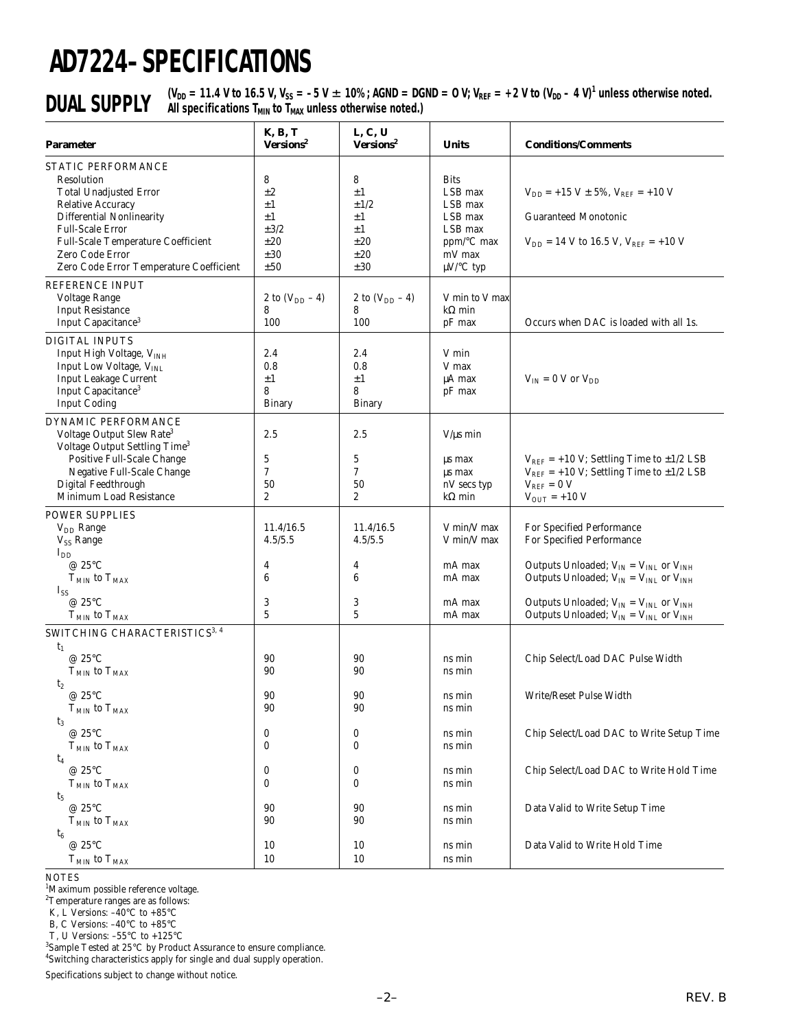# AD7224–SPECIFICATIONS

## DUAL SUPPLY

**($V_{DD}$ = 11.4 V to 16.5 V, $V_{SS}$ = –5 V ± 10%; AGND = DGND = O V; $V_{REF}$ = +2 V to ($V_{DD}$ – 4 V)[1] unless otherwise noted. All specifications $T_{MIN}$ to $T_{MAX}$ unless otherwise noted.)**

| Parameter | K, B, T Versions[2] | L, C, U Versions[2] | Units | Conditions/Comments |
|---|---|---|---|---|
| STATIC PERFORMANCE | | | | |
| Resolution | 8 | 8 | Bits | |
| Total Unadjusted Error | ±2 | ±1 | LSB max | $V_{DD}$ = +15 V ± 5%, $V_{REF}$ = +10 V |
| Relative Accuracy | ±1 | ±1/2 | LSB max | |
| Differential Nonlinearity | ±1 | ±1 | LSB max | Guaranteed Monotonic |
| Full-Scale Error | ±3/2 | ±1 | LSB max | |
| Full-Scale Temperature Coefficient | ±20 | ±20 | ppm/°C max | $V_{DD}$ = 14 V to 16.5 V, $V_{REF}$ = +10 V |
| Zero Code Error | ±30 | ±20 | mV max | |
| Zero Code Error Temperature Coefficient | ±50 | ±30 | µV/°C typ | |
| REFERENCE INPUT | | | | |
| Voltage Range | 2 to ($V_{DD}$ – 4) | 2 to ($V_{DD}$ – 4) | V min to V max | |
| Input Resistance | 8 | 8 | kΩ min | |
| Input Capacitance[3] | 100 | 100 | pF max | Occurs when DAC is loaded with all 1s. |
| DIGITAL INPUTS | | | | |
| Input High Voltage, $V_{INH}$ | 2.4 | 2.4 | V min | |
| Input Low Voltage, $V_{INL}$ | 0.8 | 0.8 | V max | |
| Input Leakage Current | ±1 | ±1 | µA max | $V_{IN}$ = 0 V or $V_{DD}$ |
| Input Capacitance[3] | 8 | 8 | pF max | |
| Input Coding | Binary | Binary | | |
| DYNAMIC PERFORMANCE | | | | |
| Voltage Output Slew Rate[3] | 2.5 | 2.5 | V/µs min | |
| Voltage Output Settling Time[3] | | | | |
| Positive Full-Scale Change | 5 | 5 | µs max | $V_{REF}$ = +10 V; Settling Time to ±1/2 LSB |
| Negative Full-Scale Change | 7 | 7 | µs max | $V_{REF}$ = +10 V; Settling Time to ±1/2 LSB |
| Digital Feedthrough | 50 | 50 | nV secs typ | $V_{REF}$ = 0 V |
| Minimum Load Resistance | 2 | 2 | kΩ min | $V_{OUT}$ = +10 V |
| POWER SUPPLIES | | | | |
| $V_{DD}$ Range | 11.4/16.5 | 11.4/16.5 | V min/V max | For Specified Performance |
| $V_{SS}$ Range | 4.5/5.5 | 4.5/5.5 | V min/V max | For Specified Performance |
| $I_{DD}$ | | | | |
| @ 25°C | 4 | 4 | mA max | Outputs Unloaded; $V_{IN}$ = $V_{INL}$ or $V_{INH}$ |
| $T_{MIN}$ to $T_{MAX}$ | 6 | 6 | mA max | Outputs Unloaded; $V_{IN}$ = $V_{INL}$ or $V_{INH}$ |
| $I_{SS}$ | | | | |
| @ 25°C | 3 | 3 | mA max | Outputs Unloaded; $V_{IN}$ = $V_{INL}$ or $V_{INH}$ |
| $T_{MIN}$ to $T_{MAX}$ | 5 | 5 | mA max | Outputs Unloaded; $V_{IN}$ = $V_{INL}$ or $V_{INH}$ |
| SWITCHING CHARACTERISTICS[3, 4] | | | | |
| $t_1$ | | | | |
| @ 25°C | 90 | 90 | ns min | Chip Select/Load DAC Pulse Width |
| $T_{MIN}$ to $T_{MAX}$ | 90 | 90 | ns min | |
| $t_2$ | | | | |
| @ 25°C | 90 | 90 | ns min | Write/Reset Pulse Width |
| $T_{MIN}$ to $T_{MAX}$ | 90 | 90 | ns min | |
| $t_3$ | | | | |
| @ 25°C | 0 | 0 | ns min | Chip Select/Load DAC to Write Setup Time |
| $T_{MIN}$ to $T_{MAX}$ | 0 | 0 | ns min | |
| $t_4$ | | | | |
| @ 25°C | 0 | 0 | ns min | Chip Select/Load DAC to Write Hold Time |
| $T_{MIN}$ to $T_{MAX}$ | 0 | 0 | ns min | |
| $t_5$ | | | | |
| @ 25°C | 90 | 90 | ns min | Data Valid to Write Setup Time |
| $T_{MIN}$ to $T_{MAX}$ | 90 | 90 | ns min | |
| $t_6$ | | | | |
| @ 25°C | 10 | 10 | ns min | Data Valid to Write Hold Time |
| $T_{MIN}$ to $T_{MAX}$ | 10 | 10 | ns min | |

NOTES

[1] Maximum possible reference voltage.

[2] Temperature ranges are as follows:
K, L Versions: –40°C to +85°C
B, C Versions: –40°C to +85°C
T, U Versions: –55°C to +125°C

[3] Sample Tested at 25°C by Product Assurance to ensure compliance.

[4] Switching characteristics apply for single and dual supply operation.

Specifications subject to change without notice.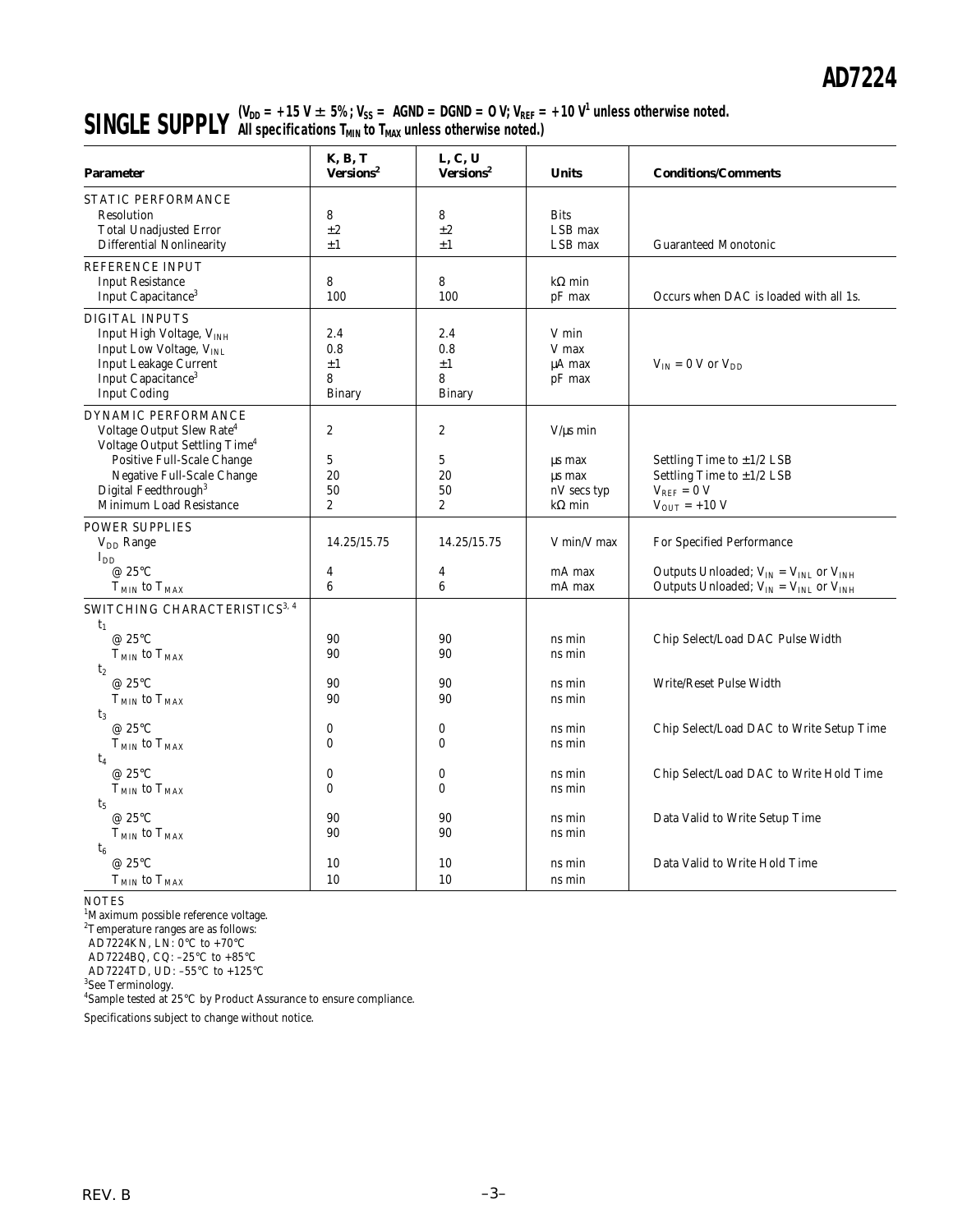# SINGLE SUPPLY

($V_{DD}$ = +15 V ± 5%; $V_{SS}$ = AGND = DGND = 0 V; $V_{REF}$ = +10 V[1] unless otherwise noted. All specifications $T_{MIN}$ to $T_{MAX}$ unless otherwise noted.)

| Parameter | K, B, T Versions[2] | L, C, U Versions[2] | Units | Conditions/Comments |
|---|---|---|---|---|
| **STATIC PERFORMANCE** | | | | |
| Resolution | 8 | 8 | Bits | |
| Total Unadjusted Error | ±2 | ±2 | LSB max | |
| Differential Nonlinearity | ±1 | ±1 | LSB max | Guaranteed Monotonic |
| **REFERENCE INPUT** | | | | |
| Input Resistance | 8 | 8 | kΩ min | |
| Input Capacitance[3] | 100 | 100 | pF max | Occurs when DAC is loaded with all 1s. |
| **DIGITAL INPUTS** | | | | |
| Input High Voltage, $V_{INH}$ | 2.4 | 2.4 | V min | |
| Input Low Voltage, $V_{INL}$ | 0.8 | 0.8 | V max | |
| Input Leakage Current | ±1 | ±1 | µA max | $V_{IN}$ = 0 V or $V_{DD}$ |
| Input Capacitance[3] | 8 | 8 | pF max | |
| Input Coding | Binary | Binary | | |
| **DYNAMIC PERFORMANCE** | | | | |
| Voltage Output Slew Rate[4] | 2 | 2 | V/µs min | |
| Voltage Output Settling Time[4] | | | | |
| Positive Full-Scale Change | 5 | 5 | µs max | Settling Time to ±1/2 LSB |
| Negative Full-Scale Change | 20 | 20 | µs max | Settling Time to ±1/2 LSB |
| Digital Feedthrough[3] | 50 | 50 | nV secs typ | $V_{REF}$ = 0 V |
| Minimum Load Resistance | 2 | 2 | kΩ min | $V_{OUT}$ = +10 V |
| **POWER SUPPLIES** | | | | |
| $V_{DD}$ Range | 14.25/15.75 | 14.25/15.75 | V min/V max | For Specified Performance |
| $I_{DD}$ | | | | |
| @ 25°C | 4 | 4 | mA max | Outputs Unloaded; $V_{IN}$ = $V_{INL}$ or $V_{INH}$ |
| $T_{MIN}$ to $T_{MAX}$ | 6 | 6 | mA max | Outputs Unloaded; $V_{IN}$ = $V_{INL}$ or $V_{INH}$ |
| **SWITCHING CHARACTERISTICS[3, 4]** | | | | |
| $t_1$ | | | | |
| @ 25°C | 90 | 90 | ns min | Chip Select/Load DAC Pulse Width |
| $T_{MIN}$ to $T_{MAX}$ | 90 | 90 | ns min | |
| $t_2$ | | | | |
| @ 25°C | 90 | 90 | ns min | Write/Reset Pulse Width |
| $T_{MIN}$ to $T_{MAX}$ | 90 | 90 | ns min | |
| $t_3$ | | | | |
| @ 25°C | 0 | 0 | ns min | Chip Select/Load DAC to Write Setup Time |
| $T_{MIN}$ to $T_{MAX}$ | 0 | 0 | ns min | |
| $t_4$ | | | | |
| @ 25°C | 0 | 0 | ns min | Chip Select/Load DAC to Write Hold Time |
| $T_{MIN}$ to $T_{MAX}$ | 0 | 0 | ns min | |
| $t_5$ | | | | |
| @ 25°C | 90 | 90 | ns min | Data Valid to Write Setup Time |
| $T_{MIN}$ to $T_{MAX}$ | 90 | 90 | ns min | |
| $t_6$ | | | | |
| @ 25°C | 10 | 10 | ns min | Data Valid to Write Hold Time |
| $T_{MIN}$ to $T_{MAX}$ | 10 | 10 | ns min | |

NOTES

[1]Maximum possible reference voltage.

[2]Temperature ranges are as follows:
AD7224KN, LN: 0°C to +70°C
AD7224BQ, CQ: –25°C to +85°C
AD7224TD, UD: –55°C to +125°C

[3]See Terminology.

[4]Sample tested at 25°C by Product Assurance to ensure compliance.

Specifications subject to change without notice.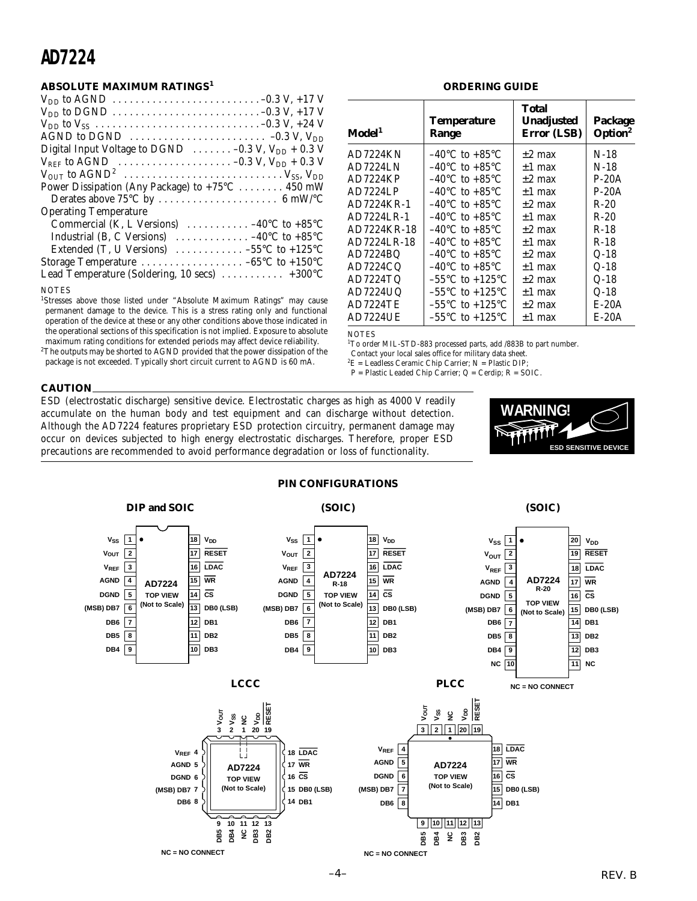## ABSOLUTE MAXIMUM RATINGS[1]

$V_{DD}$ to AGND . . . . . . . . . . . . . . . . . . . . . . . . . –0.3 V, +17 V
$V_{DD}$ to DGND . . . . . . . . . . . . . . . . . . . . . . . . . –0.3 V, +17 V
$V_{DD}$ to $V_{SS}$ . . . . . . . . . . . . . . . . . . . . . . . . . . . –0.3 V, +24 V
AGND to DGND . . . . . . . . . . . . . . . . . . . . . . . –0.3 V, $V_{DD}$
Digital Input Voltage to DGND . . . . . . . –0.3 V, $V_{DD}$ + 0.3 V
$V_{REF}$ to AGND . . . . . . . . . . . . . . . . . . . –0.3 V, $V_{DD}$ + 0.3 V
$V_{OUT}$ to AGND[2] . . . . . . . . . . . . . . . . . . . . . . . . . . . $V_{SS}$, $V_{DD}$
Power Dissipation (Any Package) to +75°C . . . . . . . . 450 mW
  Derates above 75°C by . . . . . . . . . . . . . . . . . . . . . 6 mW/°C
Operating Temperature
  Commercial (K, L Versions) . . . . . . . . . . . –40°C to +85°C
  Industrial (B, C Versions) . . . . . . . . . . . . –40°C to +85°C
  Extended (T, U Versions) . . . . . . . . . . . . –55°C to +125°C
Storage Temperature . . . . . . . . . . . . . . . . . . –65°C to +150°C
Lead Temperature (Soldering, 10 secs) . . . . . . . . . . . +300°C

NOTES

[1]Stresses above those listed under "Absolute Maximum Ratings" may cause permanent damage to the device. This is a stress rating only and functional operation of the device at these or any other conditions above those indicated in the operational sections of this specification is not implied. Exposure to absolute maximum rating conditions for extended periods may affect device reliability.

[2]The outputs may be shorted to AGND provided that the power dissipation of the package is not exceeded. Typically short circuit current to AGND is 60 mA.

## ORDERING GUIDE

| Model[1] | Temperature Range | Total Unadjusted Error (LSB) | Package Option[2] |
|---|---|---|---|
| AD7224KN | –40°C to +85°C | ±2 max | N-18 |
| AD7224LN | –40°C to +85°C | ±1 max | N-18 |
| AD7224KP | –40°C to +85°C | ±2 max | P-20A |
| AD7224LP | –40°C to +85°C | ±1 max | P-20A |
| AD7224KR-1 | –40°C to +85°C | ±2 max | R-20 |
| AD7224LR-1 | –40°C to +85°C | ±1 max | R-20 |
| AD7224KR-18 | –40°C to +85°C | ±2 max | R-18 |
| AD7224LR-18 | –40°C to +85°C | ±1 max | R-18 |
| AD7224BQ | –40°C to +85°C | ±2 max | Q-18 |
| AD7224CQ | –40°C to +85°C | ±1 max | Q-18 |
| AD7224TQ | –55°C to +125°C | ±2 max | Q-18 |
| AD7224UQ | –55°C to +125°C | ±1 max | Q-18 |
| AD7224TE | –55°C to +125°C | ±2 max | E-20A |
| AD7224UE | –55°C to +125°C | ±1 max | E-20A |

NOTES

[1]To order MIL-STD-883 processed parts, add /883B to part number. Contact your local sales office for military data sheet.

[2]E = Leadless Ceramic Chip Carrier; N = Plastic DIP; P = Plastic Leaded Chip Carrier; Q = Cerdip; R = SOIC.

## CAUTION

ESD (electrostatic discharge) sensitive device. Electrostatic charges as high as 4000 V readily accumulate on the human body and test equipment and can discharge without detection. Although the AD7224 features proprietary ESD protection circuitry, permanent damage may occur on devices subjected to high energy electrostatic discharges. Therefore, proper ESD precautions are recommended to avoid performance degradation or loss of functionality.

WARNING! ESD SENSITIVE DEVICE

## PIN CONFIGURATIONS

**DIP and SOIC** (AD7224, TOP VIEW, Not to Scale)

| Pin | Name | Pin | Name |
|---|---|---|---|
| 1 | $V_{SS}$ | 18 | $V_{DD}$ |
| 2 | $V_{OUT}$ | 17 | RESET |
| 3 | $V_{REF}$ | 16 | LDAC |
| 4 | AGND | 15 | WR |
| 5 | DGND | 14 | CS |
| 6 | (MSB) DB7 | 13 | DB0 (LSB) |
| 7 | DB6 | 12 | DB1 |
| 8 | DB5 | 11 | DB2 |
| 9 | DB4 | 10 | DB3 |

**(SOIC)** (AD7224 R-18, TOP VIEW, Not to Scale)

| Pin | Name | Pin | Name |
|---|---|---|---|
| 1 | $V_{SS}$ | 18 | $V_{DD}$ |
| 2 | $V_{OUT}$ | 17 | RESET |
| 3 | $V_{REF}$ | 16 | LDAC |
| 4 | AGND | 15 | WR |
| 5 | DGND | 14 | CS |
| 6 | (MSB) DB7 | 13 | DB0 (LSB) |
| 7 | DB6 | 12 | DB1 |
| 8 | DB5 | 11 | DB2 |
| 9 | DB4 | 10 | DB3 |

**(SOIC)** (AD7224 R-20, TOP VIEW, Not to Scale)

| Pin | Name | Pin | Name |
|---|---|---|---|
| 1 | $V_{SS}$ | 20 | $V_{DD}$ |
| 2 | $V_{OUT}$ | 19 | RESET |
| 3 | $V_{REF}$ | 18 | LDAC |
| 4 | AGND | 17 | WR |
| 5 | DGND | 16 | CS |
| 6 | (MSB) DB7 | 15 | DB0 (LSB) |
| 7 | DB6 | 14 | DB1 |
| 8 | DB5 | 13 | DB2 |
| 9 | DB4 | 12 | DB3 |
| 10 | NC | 11 | NC |

NC = NO CONNECT

**LCCC** (AD7224, TOP VIEW, Not to Scale)

| Pin | Name | Pin | Name |
|---|---|---|---|
| 1 | NC | 11 | NC |
| 2 | $V_{SS}$ | 12 | DB3 |
| 3 | $V_{OUT}$ | 13 | DB2 |
| 4 | $V_{REF}$ | 14 | DB1 |
| 5 | AGND | 15 | DB0 (LSB) |
| 6 | DGND | 16 | CS |
| 7 | (MSB) DB7 | 17 | WR |
| 8 | DB6 | 18 | LDAC |
| 9 | DB5 | 19 | RESET |
| 10 | DB4 | 20 | $V_{DD}$ |

NC = NO CONNECT

**PLCC** (AD7224, TOP VIEW, Not to Scale)

| Pin | Name | Pin | Name |
|---|---|---|---|
| 1 | NC | 11 | NC |
| 2 | $V_{SS}$ | 12 | DB3 |
| 3 | $V_{OUT}$ | 13 | DB2 |
| 4 | $V_{REF}$ | 14 | DB1 |
| 5 | AGND | 15 | DB0 (LSB) |
| 6 | DGND | 16 | CS |
| 7 | (MSB) DB7 | 17 | WR |
| 8 | DB6 | 18 | LDAC |
| 9 | DB5 | 19 | RESET |
| 10 | DB4 | 20 | $V_{DD}$ |

NC = NO CONNECT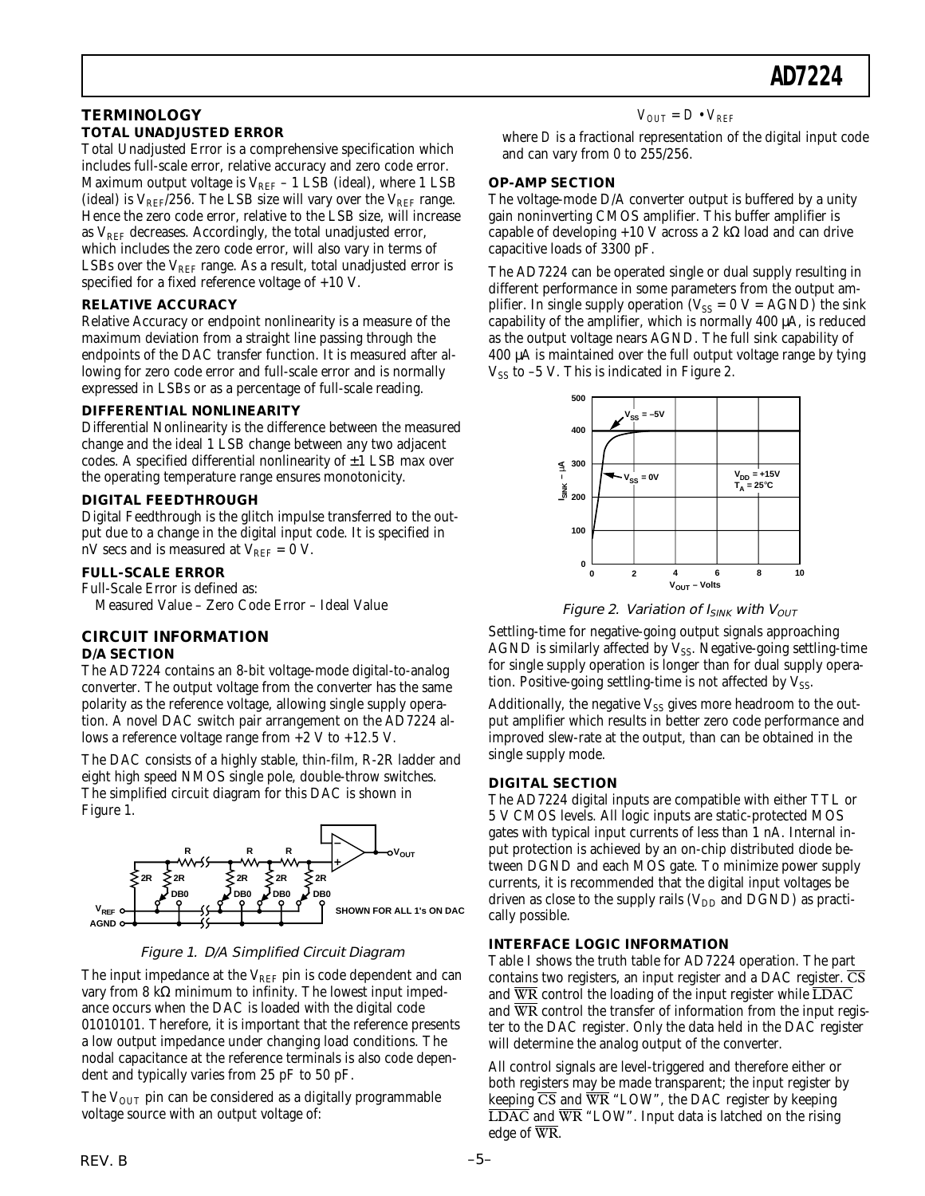## TERMINOLOGY

### TOTAL UNADJUSTED ERROR

Total Unadjusted Error is a comprehensive specification which includes full-scale error, relative accuracy and zero code error. Maximum output voltage is $V_{REF}$ – 1 LSB (ideal), where 1 LSB (ideal) is $V_{REF}/256$. The LSB size will vary over the $V_{REF}$ range. Hence the zero code error, relative to the LSB size, will increase as $V_{REF}$ decreases. Accordingly, the total unadjusted error, which includes the zero code error, will also vary in terms of LSBs over the $V_{REF}$ range. As a result, total unadjusted error is specified for a fixed reference voltage of +10 V.

### RELATIVE ACCURACY

Relative Accuracy or endpoint nonlinearity is a measure of the maximum deviation from a straight line passing through the endpoints of the DAC transfer function. It is measured after allowing for zero code error and full-scale error and is normally expressed in LSBs or as a percentage of full-scale reading.

### DIFFERENTIAL NONLINEARITY

Differential Nonlinearity is the difference between the measured change and the ideal 1 LSB change between any two adjacent codes. A specified differential nonlinearity of ±1 LSB max over the operating temperature range ensures monotonicity.

### DIGITAL FEEDTHROUGH

Digital Feedthrough is the glitch impulse transferred to the output due to a change in the digital input code. It is specified in nV secs and is measured at $V_{REF}$ = 0 V.

### FULL-SCALE ERROR

Full-Scale Error is defined as:

Measured Value – Zero Code Error – Ideal Value

## CIRCUIT INFORMATION

### D/A SECTION

The AD7224 contains an 8-bit voltage-mode digital-to-analog converter. The output voltage from the converter has the same polarity as the reference voltage, allowing single supply operation. A novel DAC switch pair arrangement on the AD7224 allows a reference voltage range from +2 V to +12.5 V.

The DAC consists of a highly stable, thin-film, R-2R ladder and eight high speed NMOS single pole, double-throw switches. The simplified circuit diagram for this DAC is shown in Figure 1.

*Figure 1. D/A Simplified Circuit Diagram*

The input impedance at the $V_{REF}$ pin is code dependent and can vary from 8 kΩ minimum to infinity. The lowest input impedance occurs when the DAC is loaded with the digital code 01010101. Therefore, it is important that the reference presents a low output impedance under changing load conditions. The nodal capacitance at the reference terminals is also code dependent and typically varies from 25 pF to 50 pF.

The $V_{OUT}$ pin can be considered as a digitally programmable voltage source with an output voltage of:

$$V_{OUT} = D \bullet V_{REF}$$

where D is a fractional representation of the digital input code and can vary from 0 to 255/256.

### OP-AMP SECTION

The voltage-mode D/A converter output is buffered by a unity gain noninverting CMOS amplifier. This buffer amplifier is capable of developing +10 V across a 2 kΩ load and can drive capacitive loads of 3300 pF.

The AD7224 can be operated single or dual supply resulting in different performance in some parameters from the output amplifier. In single supply operation ($V_{SS}$ = 0 V = AGND) the sink capability of the amplifier, which is normally 400 µA, is reduced as the output voltage nears AGND. The full sink capability of 400 µA is maintained over the full output voltage range by tying $V_{SS}$ to –5 V. This is indicated in Figure 2.

*Figure 2. Variation of $I_{SINK}$ with $V_{OUT}$*

Settling-time for negative-going output signals approaching AGND is similarly affected by $V_{SS}$. Negative-going settling-time for single supply operation is longer than for dual supply operation. Positive-going settling-time is not affected by $V_{SS}$.

Additionally, the negative $V_{SS}$ gives more headroom to the output amplifier which results in better zero code performance and improved slew-rate at the output, than can be obtained in the single supply mode.

### DIGITAL SECTION

The AD7224 digital inputs are compatible with either TTL or 5 V CMOS levels. All logic inputs are static-protected MOS gates with typical input currents of less than 1 nA. Internal input protection is achieved by an on-chip distributed diode between DGND and each MOS gate. To minimize power supply currents, it is recommended that the digital input voltages be driven as close to the supply rails ($V_{DD}$ and DGND) as practically possible.

### INTERFACE LOGIC INFORMATION

Table I shows the truth table for AD7224 operation. The part contains two registers, an input register and a DAC register. $\overline{CS}$ and $\overline{WR}$ control the loading of the input register while $\overline{LDAC}$ and $\overline{WR}$ control the transfer of information from the input register to the DAC register. Only the data held in the DAC register will determine the analog output of the converter.

All control signals are level-triggered and therefore either or both registers may be made transparent; the input register by keeping $\overline{CS}$ and $\overline{WR}$ "LOW", the DAC register by keeping $\overline{LDAC}$ and $\overline{WR}$ "LOW". Input data is latched on the rising edge of $\overline{WR}$.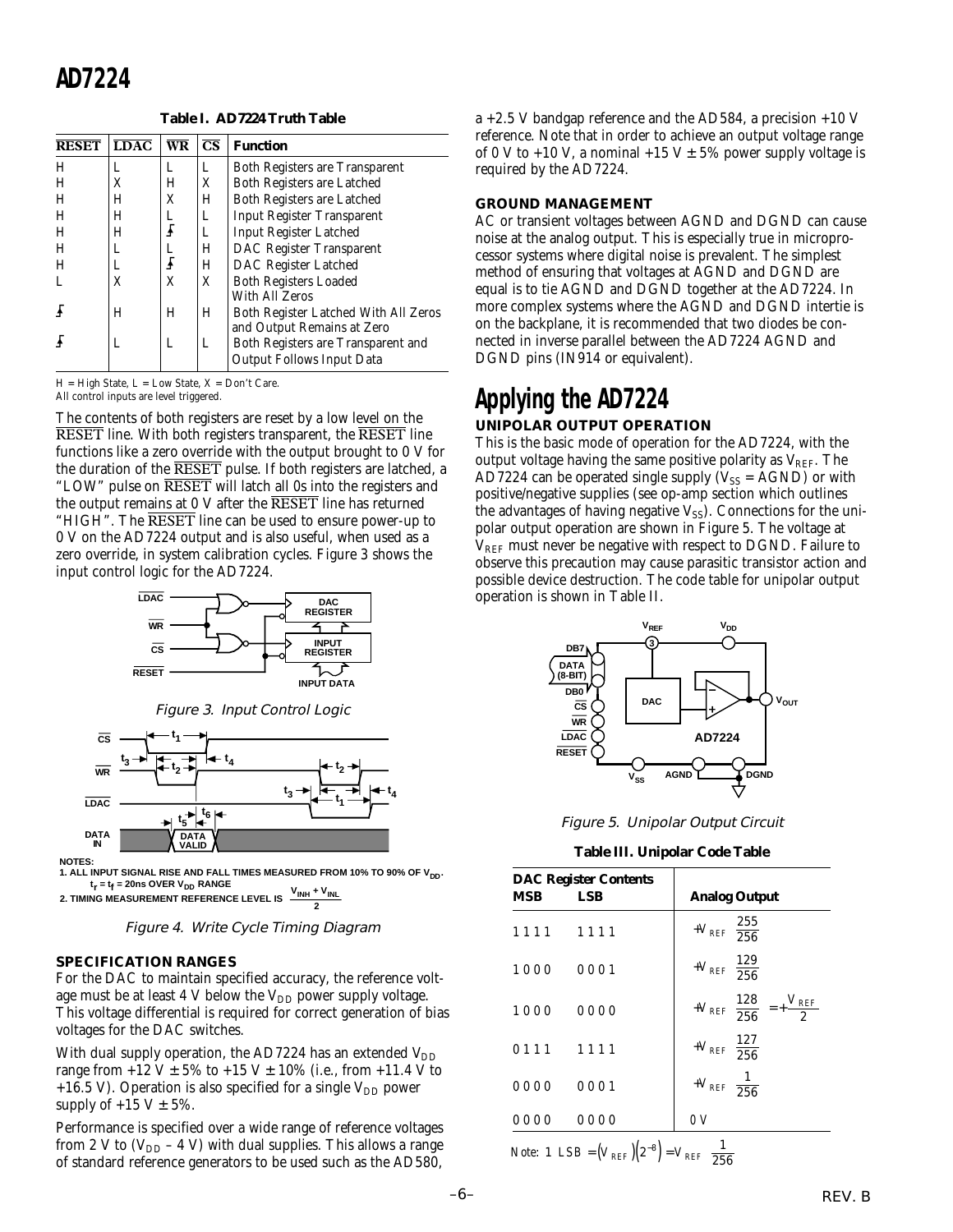**Table I. AD7224 Truth Table**

| $\overline{RESET}$ | $\overline{LDAC}$ | $\overline{WR}$ | $\overline{CS}$ | Function |
|---|---|---|---|---|
| H | L | L | L | Both Registers are Transparent |
| H | X | H | X | Both Registers are Latched |
| H | H | X | H | Both Registers are Latched |
| H | H | L | L | Input Register Transparent |
| H | H | ↑ | L | Input Register Latched |
| H | L | L | H | DAC Register Transparent |
| H | L | ↑ | H | DAC Register Latched |
| L | X | X | X | Both Registers Loaded With All Zeros |
| ↑ | H | H | H | Both Register Latched With All Zeros and Output Remains at Zero |
| ↑ | L | L | L | Both Registers are Transparent and Output Follows Input Data |

H = High State, L = Low State, X = Don't Care.
All control inputs are level triggered.

The contents of both registers are reset by a low level on the $\overline{RESET}$ line. With both registers transparent, the $\overline{RESET}$ line functions like a zero override with the output brought to 0 V for the duration of the $\overline{RESET}$ pulse. If both registers are latched, a "LOW" pulse on $\overline{RESET}$ will latch all 0s into the registers and the output remains at 0 V after the $\overline{RESET}$ line has returned "HIGH". The $\overline{RESET}$ line can be used to ensure power-up to 0 V on the AD7224 output and is also useful, when used as a zero override, in system calibration cycles. Figure 3 shows the input control logic for the AD7224.

*Figure 3. Input Control Logic*

NOTES:
1. ALL INPUT SIGNAL RISE AND FALL TIMES MEASURED FROM 10% TO 90% OF $V_{DD}$. $t_r = t_f$ = 20ns OVER $V_{DD}$ RANGE
2. TIMING MEASUREMENT REFERENCE LEVEL IS $\frac{V_{INH} + V_{INL}}{2}$

*Figure 4. Write Cycle Timing Diagram*

### SPECIFICATION RANGES

For the DAC to maintain specified accuracy, the reference voltage must be at least 4 V below the $V_{DD}$ power supply voltage. This voltage differential is required for correct generation of bias voltages for the DAC switches.

With dual supply operation, the AD7224 has an extended $V_{DD}$ range from +12 V ± 5% to +15 V ± 10% (i.e., from +11.4 V to +16.5 V). Operation is also specified for a single $V_{DD}$ power supply of +15 V ± 5%.

Performance is specified over a wide range of reference voltages from 2 V to ($V_{DD}$ – 4 V) with dual supplies. This allows a range of standard reference generators to be used such as the AD580, a +2.5 V bandgap reference and the AD584, a precision +10 V reference. Note that in order to achieve an output voltage range of 0 V to +10 V, a nominal +15 V ± 5% power supply voltage is required by the AD7224.

### GROUND MANAGEMENT

AC or transient voltages between AGND and DGND can cause noise at the analog output. This is especially true in microprocessor systems where digital noise is prevalent. The simplest method of ensuring that voltages at AGND and DGND are equal is to tie AGND and DGND together at the AD7224. In more complex systems where the AGND and DGND intertie is on the backplane, it is recommended that two diodes be connected in inverse parallel between the AD7224 AGND and DGND pins (IN914 or equivalent).

# Applying the AD7224

### UNIPOLAR OUTPUT OPERATION

This is the basic mode of operation for the AD7224, with the output voltage having the same positive polarity as $V_{REF}$. The AD7224 can be operated single supply ($V_{SS}$ = AGND) or with positive/negative supplies (see op-amp section which outlines the advantages of having negative $V_{SS}$). Connections for the unipolar output operation are shown in Figure 5. The voltage at $V_{REF}$ must never be negative with respect to DGND. Failure to observe this precaution may cause parasitic transistor action and possible device destruction. The code table for unipolar output operation is shown in Table II.

*Figure 5. Unipolar Output Circuit*

**Table III. Unipolar Code Table**

| DAC Register Contents MSB | LSB | Analog Output |
|---|---|---|
| 1111 | 1111 | $+V_{REF}\left(\frac{255}{256}\right)$ |
| 1000 | 0001 | $+V_{REF}\left(\frac{129}{256}\right)$ |
| 1000 | 0000 | $+V_{REF}\left(\frac{128}{256}\right) = +\frac{V_{REF}}{2}$ |
| 0111 | 1111 | $+V_{REF}\left(\frac{127}{256}\right)$ |
| 0000 | 0001 | $+V_{REF}\left(\frac{1}{256}\right)$ |
| 0000 | 0000 | 0 V |

Note: $1\ LSB = (V_{REF})(2^{-8}) = V_{REF}\left(\frac{1}{256}\right)$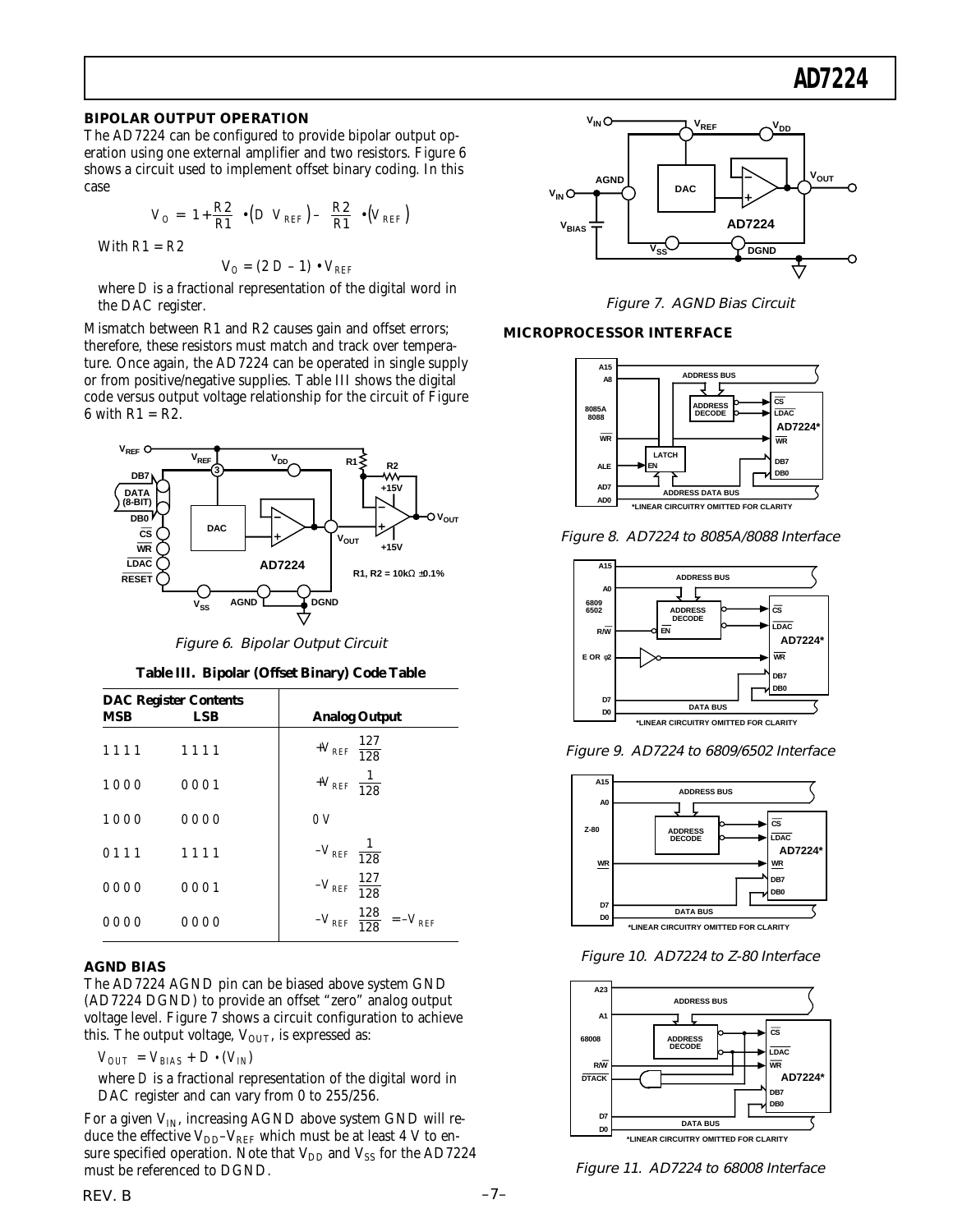## BIPOLAR OUTPUT OPERATION

The AD7224 can be configured to provide bipolar output operation using one external amplifier and two resistors. Figure 6 shows a circuit used to implement offset binary coding. In this case

$$V_O = \left(1+\frac{R2}{R1}\right)\cdot\left(D\ V_{REF}\right) - \left(\frac{R2}{R1}\right)\cdot\left(V_{REF}\right)$$

With $R1 = R2$

$$V_O = (2\ D - 1)\bullet V_{REF}$$

where $D$ is a fractional representation of the digital word in the DAC register.

Mismatch between R1 and R2 causes gain and offset errors; therefore, these resistors must match and track over temperature. Once again, the AD7224 can be operated in single supply or from positive/negative supplies. Table III shows the digital code versus output voltage relationship for the circuit of Figure 6 with $R1 = R2$.

Figure 6. Bipolar Output Circuit

**Table III. Bipolar (Offset Binary) Code Table**

| DAC Register Contents MSB | LSB | Analog Output |
|---|---|---|
| 1111 | 1111 | $+V_{REF}\left(\frac{127}{128}\right)$ |
| 1000 | 0001 | $+V_{REF}\left(\frac{1}{128}\right)$ |
| 1000 | 0000 | 0 V |
| 0111 | 1111 | $-V_{REF}\left(\frac{1}{128}\right)$ |
| 0000 | 0001 | $-V_{REF}\left(\frac{127}{128}\right)$ |
| 0000 | 0000 | $-V_{REF}\left(\frac{128}{128}\right) = -V_{REF}$ |

## AGND BIAS

The AD7224 AGND pin can be biased above system GND (AD7224 DGND) to provide an offset "zero" analog output voltage level. Figure 7 shows a circuit configuration to achieve this. The output voltage, $V_{OUT}$, is expressed as:

$$V_{OUT} = V_{BIAS} + D \bullet (V_{IN})$$

where $D$ is a fractional representation of the digital word in DAC register and can vary from 0 to 255/256.

For a given $V_{IN}$, increasing AGND above system GND will reduce the effective $V_{DD}$–$V_{REF}$ which must be at least 4 V to ensure specified operation. Note that $V_{DD}$ and $V_{SS}$ for the AD7224 must be referenced to DGND.

Figure 7. AGND Bias Circuit

## MICROPROCESSOR INTERFACE

Figure 8. AD7224 to 8085A/8088 Interface

Figure 9. AD7224 to 6809/6502 Interface

Figure 10. AD7224 to Z-80 Interface

Figure 11. AD7224 to 68008 Interface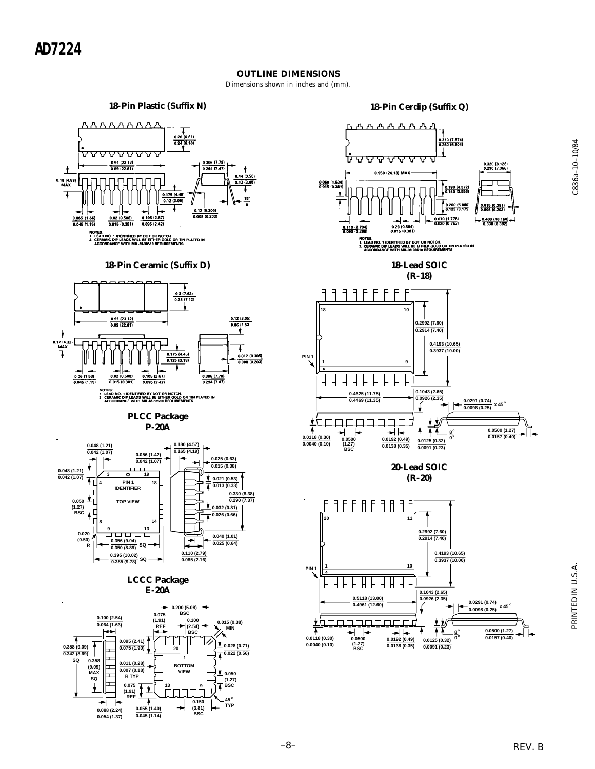## OUTLINE DIMENSIONS

Dimensions shown in inches and (mm).

### 18-Pin Plastic (Suffix N)

0.26 (6.61)
0.24 (6.10)
0.91 (23.12)
0.89 (22.61)
0.306 (7.78)
0.294 (7.47)
0.14 (3.56)
0.12 (3.05)
0.18 (4.58) MAX
0.175 (4.45)
0.12 (3.05)
15°
0
0.12 (0.305)
0.008 (0.203)
0.065 (1.66)
0.045 (1.15)
0.02 (0.508)
0.015 (0.381)
0.105 (2.67)
0.095 (2.42)

NOTES:
1. LEAD NO. 1 IDENTIFIED BY DOT OR NOTCH.
2. CERAMIC DIP LEADS WILL BE EITHER GOLD OR TIN PLATED IN ACCORDANCE WITH MIL-M-38510 REQUIREMENTS.

### 18-Pin Cerdip (Suffix Q)

0.310 (7.874)
0.260 (6.604)
0.950 (24.13) MAX
0.320 (8.128)
0.290 (7.366)
0.060 (1.524)
0.015 (0.381)
0.180 (4.572)
0.140 (3.556)
0.200 (5.080)
0.125 (3.175)
0.015 (0.381)
0.008 (0.203)
0.070 (1.778)
0.030 (0.762)
0.400 (10.160)
0.330 (8.382)
0.110 (2.794)
0.090 (2.286)
0.23 (0.584)
0.015 (0.381)

NOTES:
1. LEAD NO. 1 IDENTIFIED BY DOT OR NOTCH.
2. CERAMIC DIP LEADS WILL BE EITHER GOLD OR TIN PLATED IN ACCORDANCE WITH MIL-M-38510 REQUIREMENTS.

### 18-Pin Ceramic (Suffix D)

0.3 (7.62)
0.28 (7.12)
0.91 (23.12)
0.89 (22.61)
0.12 (3.05)
0.06 (1.53)
0.17 (4.32) MAX
0.175 (4.45)
0.125 (3.18)
0.012 (0.305)
0.008 (0.203)
0.06 (1.53)
0.045 (1.15)
0.02 (0.508)
0.015 (0.381)
0.105 (2.67)
0.095 (2.42)
0.306 (7.78)
0.294 (7.47)

NOTES:
1. LEAD NO. 1 IDENTIFIED BY DOT OR NOTCH.
2. CERAMIC DIP LEADS WILL BE EITHER GOLD OR TIN PLATED IN ACCORDANCE WITH MIL-M-38510 REQUIREMENTS.

### 18-Lead SOIC (R-18)

18
10
PIN 1
1
9
0.2992 (7.60)
0.2914 (7.40)
0.4193 (10.65)
0.3937 (10.00)
0.4625 (11.75)
0.4469 (11.35)
0.1043 (2.65)
0.0926 (2.35)
0.0291 (0.74)
0.0098 (0.25) x 45°
8°
0°
0.0500 (1.27)
0.0157 (0.40)
0.0118 (0.30)
0.0040 (0.10)
0.0500 (1.27) BSC
0.0192 (0.49)
0.0138 (0.35)
0.0125 (0.32)
0.0091 (0.23)

### PLCC Package P-20A

0.048 (1.21)
0.042 (1.07)
0.056 (1.42)
0.042 (1.07)
0.180 (4.57)
0.165 (4.19)
0.025 (0.63)
0.015 (0.38)
0.048 (1.21)
0.042 (1.07)
3
19
4
18
PIN 1 IDENTIFIER
0.021 (0.53)
0.013 (0.33)
0.330 (8.38)
0.290 (7.37)
0.050 (1.27) BSC
TOP VIEW
0.032 (0.81)
0.026 (0.66)
8
14
9
13
0.020 (0.50) R
0.356 (9.04)
0.350 (8.89) SQ
0.040 (1.01)
0.025 (0.64)
0.395 (10.02)
0.385 (9.78) SQ
0.110 (2.79)
0.085 (2.16)

### 20-Lead SOIC (R-20)

20
11
PIN 1
1
10
0.2992 (7.60)
0.2914 (7.40)
0.4193 (10.65)
0.3937 (10.00)
0.5118 (13.00)
0.4961 (12.60)
0.1043 (2.65)
0.0926 (2.35)
0.0291 (0.74)
0.0098 (0.25) x 45°
8°
0°
0.0500 (1.27)
0.0157 (0.40)
0.0118 (0.30)
0.0040 (0.10)
0.0500 (1.27) BSC
0.0192 (0.49)
0.0138 (0.35)
0.0125 (0.32)
0.0091 (0.23)

### LCCC Package E-20A

0.200 (5.08) BSC
0.100 (2.54)
0.064 (1.63)
0.075 (1.91) REF
0.100 (2.54) BSC
0.015 (0.38) MIN
0.358 (9.09)
0.342 (8.69) SQ
0.095 (2.41)
0.075 (1.90)
20
0.028 (0.71)
0.022 (0.56)
0.358 (9.09) MAX SQ
0.011 (0.28)
0.007 (0.18) R TYP
1
BOTTOM VIEW
0.050 (1.27) BSC
0.075 (1.91) REF
13
9
45° TYP
0.088 (2.24)
0.054 (1.37)
0.055 (1.40)
0.045 (1.14)
0.150 (3.81) BSC

C836a–10–10/84

PRINTED IN U.S.A.